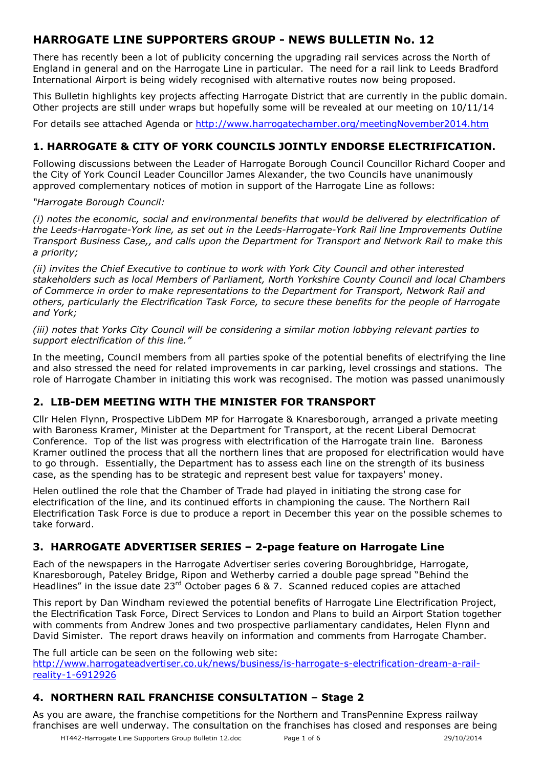# HARROGATE LINE SUPPORTERS GROUP - NEWS BULLETIN No. 12

There has recently been a lot of publicity concerning the upgrading rail services across the North of England in general and on the Harrogate Line in particular. The need for a rail link to Leeds Bradford International Airport is being widely recognised with alternative routes now being proposed.

This Bulletin highlights key projects affecting Harrogate District that are currently in the public domain. Other projects are still under wraps but hopefully some will be revealed at our meeting on 10/11/14

For details see attached Agenda or http://www.harrogatechamber.org/meetingNovember2014.htm

## 1. HARROGATE & CITY OF YORK COUNCILS JOINTLY ENDORSE ELECTRIFICATION.

Following discussions between the Leader of Harrogate Borough Council Councillor Richard Cooper and the City of York Council Leader Councillor James Alexander, the two Councils have unanimously approved complementary notices of motion in support of the Harrogate Line as follows:

*"Harrogate Borough Council:*

*(i) notes the economic, social and environmental benefits that would be delivered by electrification of the Leeds-Harrogate-York line, as set out in the Leeds-Harrogate-York Rail line Improvements Outline Transport Business Case,, and calls upon the Department for Transport and Network Rail to make this a priority;*

*(ii) invites the Chief Executive to continue to work with York City Council and other interested stakeholders such as local Members of Parliament, North Yorkshire County Council and local Chambers of Commerce in order to make representations to the Department for Transport, Network Rail and others, particularly the Electrification Task Force, to secure these benefits for the people of Harrogate and York;*

*(iii) notes that Yorks City Council will be considering a similar motion lobbying relevant parties to support electrification of this line."*

In the meeting, Council members from all parties spoke of the potential benefits of electrifying the line and also stressed the need for related improvements in car parking, level crossings and stations. The role of Harrogate Chamber in initiating this work was recognised. The motion was passed unanimously

## 2. LIB-DEM MEETING WITH THE MINISTER FOR TRANSPORT

Cllr Helen Flynn, Prospective LibDem MP for Harrogate & Knaresborough, arranged a private meeting with Baroness Kramer, Minister at the Department for Transport, at the recent Liberal Democrat Conference. Top of the list was progress with electrification of the Harrogate train line. Baroness Kramer outlined the process that all the northern lines that are proposed for electrification would have to go through. Essentially, the Department has to assess each line on the strength of its business case, as the spending has to be strategic and represent best value for taxpayers' money.

Helen outlined the role that the Chamber of Trade had played in initiating the strong case for electrification of the line, and its continued efforts in championing the cause. The Northern Rail Electrification Task Force is due to produce a report in December this year on the possible schemes to take forward.

## 3. HARROGATE ADVERTISER SERIES – 2-page feature on Harrogate Line

Each of the newspapers in the Harrogate Advertiser series covering Boroughbridge, Harrogate, Knaresborough, Pateley Bridge, Ripon and Wetherby carried a double page spread "Behind the Headlines" in the issue date 23rd October pages 6 & 7. Scanned reduced copies are attached

This report by Dan Windham reviewed the potential benefits of Harrogate Line Electrification Project, the Electrification Task Force, Direct Services to London and Plans to build an Airport Station together with comments from Andrew Jones and two prospective parliamentary candidates, Helen Flynn and David Simister. The report draws heavily on information and comments from Harrogate Chamber.

The full article can be seen on the following web site:
http://www.harrogateadvertiser.co.uk/news/business/is-harrogate-s-electrification-dream-a-rail-reality-1-6912926

## 4. NORTHERN RAIL FRANCHISE CONSULTATION – Stage 2

As you are aware, the franchise competitions for the Northern and TransPennine Express railway franchises are well underway. The consultation on the franchises has closed and responses are being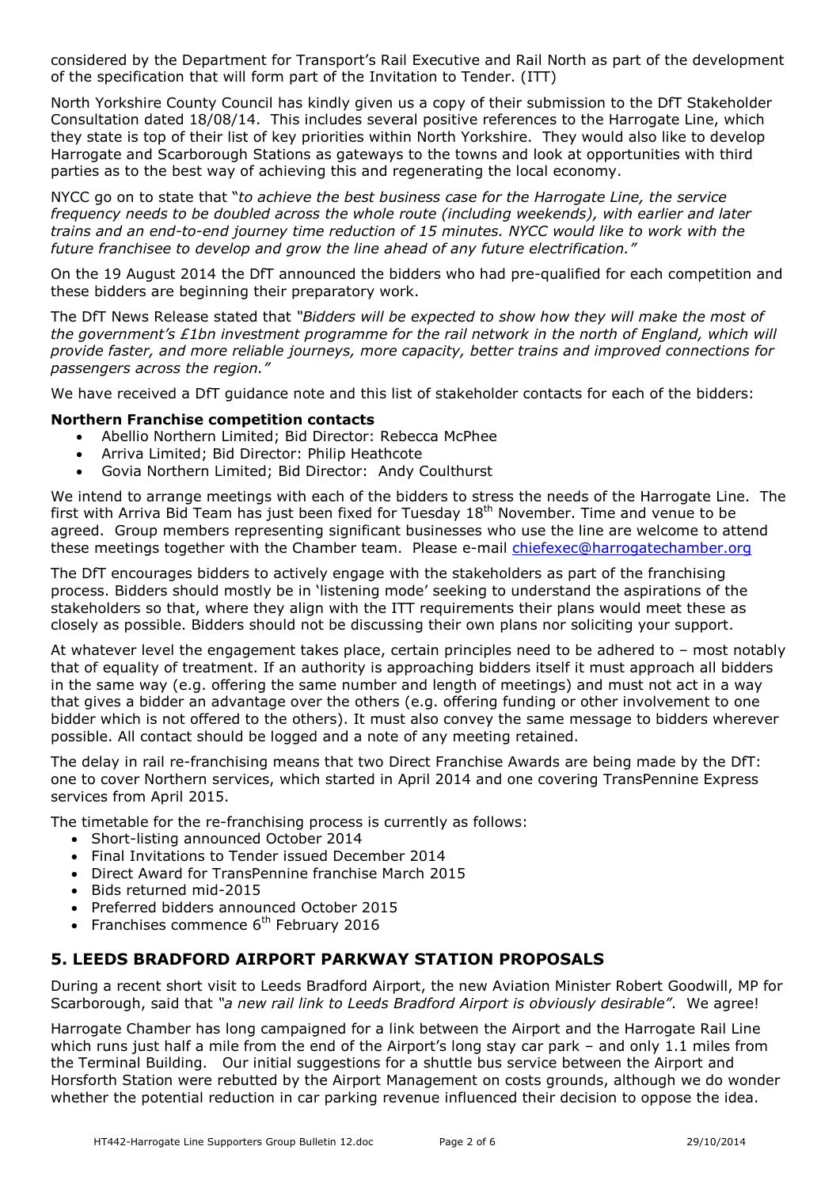considered by the Department for Transport's Rail Executive and Rail North as part of the development of the specification that will form part of the Invitation to Tender. (ITT)

North Yorkshire County Council has kindly given us a copy of their submission to the DfT Stakeholder Consultation dated 18/08/14. This includes several positive references to the Harrogate Line, which they state is top of their list of key priorities within North Yorkshire. They would also like to develop Harrogate and Scarborough Stations as gateways to the towns and look at opportunities with third parties as to the best way of achieving this and regenerating the local economy.

NYCC go on to state that "*to achieve the best business case for the Harrogate Line, the service frequency needs to be doubled across the whole route (including weekends), with earlier and later trains and an end-to-end journey time reduction of 15 minutes. NYCC would like to work with the future franchisee to develop and grow the line ahead of any future electrification.*"

On the 19 August 2014 the DfT announced the bidders who had pre-qualified for each competition and these bidders are beginning their preparatory work.

The DfT News Release stated that *"Bidders will be expected to show how they will make the most of the government's £1bn investment programme for the rail network in the north of England, which will provide faster, and more reliable journeys, more capacity, better trains and improved connections for passengers across the region."*

We have received a DfT guidance note and this list of stakeholder contacts for each of the bidders:

**Northern Franchise competition contacts**

- Abellio Northern Limited; Bid Director: Rebecca McPhee
- Arriva Limited; Bid Director: Philip Heathcote
- Govia Northern Limited; Bid Director: Andy Coulthurst

We intend to arrange meetings with each of the bidders to stress the needs of the Harrogate Line. The first with Arriva Bid Team has just been fixed for Tuesday 18th November. Time and venue to be agreed. Group members representing significant businesses who use the line are welcome to attend these meetings together with the Chamber team. Please e-mail chiefexec@harrogatechamber.org

The DfT encourages bidders to actively engage with the stakeholders as part of the franchising process. Bidders should mostly be in 'listening mode' seeking to understand the aspirations of the stakeholders so that, where they align with the ITT requirements their plans would meet these as closely as possible. Bidders should not be discussing their own plans nor soliciting your support.

At whatever level the engagement takes place, certain principles need to be adhered to – most notably that of equality of treatment. If an authority is approaching bidders itself it must approach all bidders in the same way (e.g. offering the same number and length of meetings) and must not act in a way that gives a bidder an advantage over the others (e.g. offering funding or other involvement to one bidder which is not offered to the others). It must also convey the same message to bidders wherever possible. All contact should be logged and a note of any meeting retained.

The delay in rail re-franchising means that two Direct Franchise Awards are being made by the DfT: one to cover Northern services, which started in April 2014 and one covering TransPennine Express services from April 2015.

The timetable for the re-franchising process is currently as follows:

- Short-listing announced October 2014
- Final Invitations to Tender issued December 2014
- Direct Award for TransPennine franchise March 2015
- Bids returned mid-2015
- Preferred bidders announced October 2015
- Franchises commence 6th February 2016

## 5. LEEDS BRADFORD AIRPORT PARKWAY STATION PROPOSALS

During a recent short visit to Leeds Bradford Airport, the new Aviation Minister Robert Goodwill, MP for Scarborough, said that *"a new rail link to Leeds Bradford Airport is obviously desirable"*. We agree!

Harrogate Chamber has long campaigned for a link between the Airport and the Harrogate Rail Line which runs just half a mile from the end of the Airport's long stay car park – and only 1.1 miles from the Terminal Building. Our initial suggestions for a shuttle bus service between the Airport and Horsforth Station were rebutted by the Airport Management on costs grounds, although we do wonder whether the potential reduction in car parking revenue influenced their decision to oppose the idea.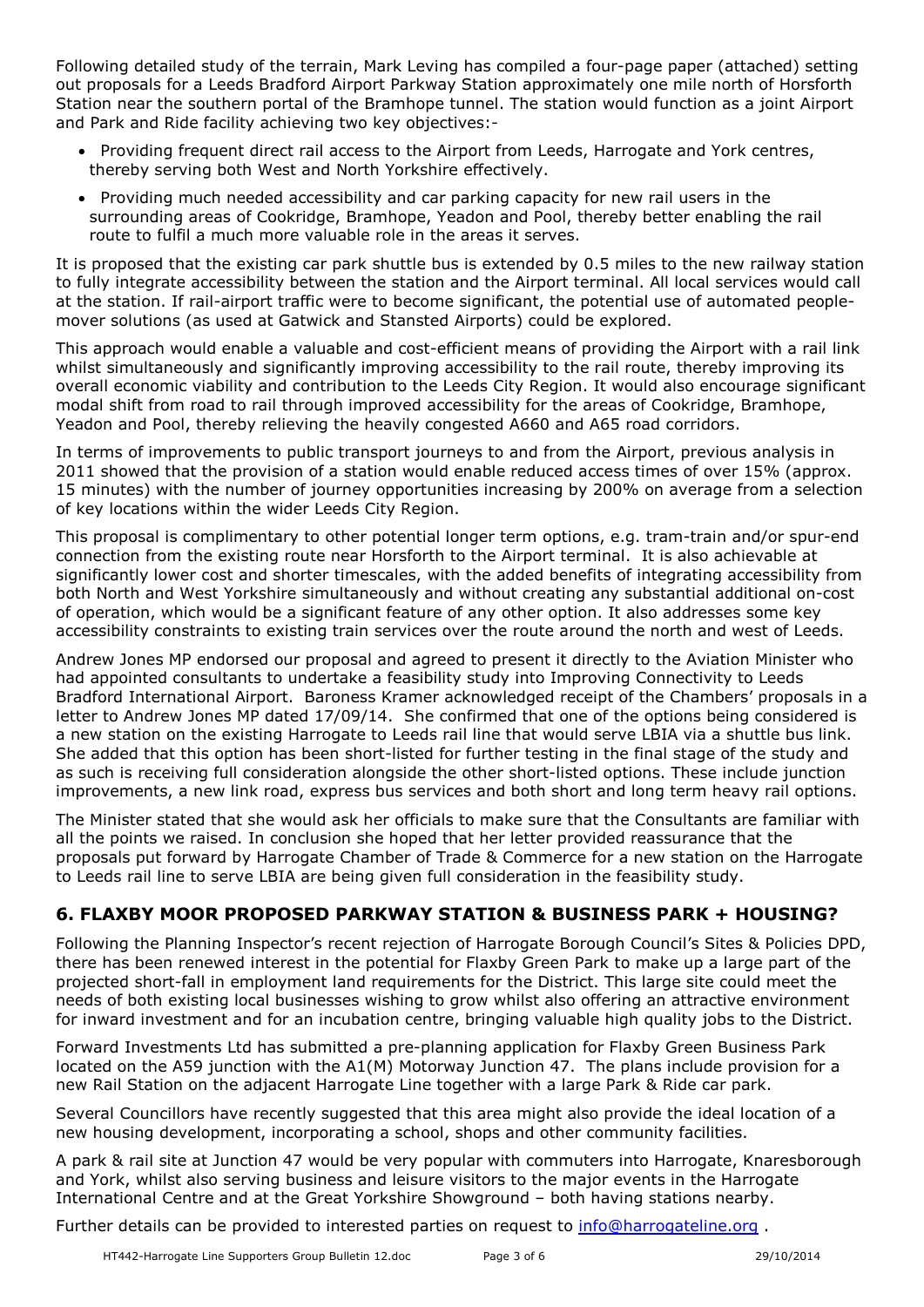Following detailed study of the terrain, Mark Leving has compiled a four-page paper (attached) setting out proposals for a Leeds Bradford Airport Parkway Station approximately one mile north of Horsforth Station near the southern portal of the Bramhope tunnel. The station would function as a joint Airport and Park and Ride facility achieving two key objectives:-

- Providing frequent direct rail access to the Airport from Leeds, Harrogate and York centres, thereby serving both West and North Yorkshire effectively.
- Providing much needed accessibility and car parking capacity for new rail users in the surrounding areas of Cookridge, Bramhope, Yeadon and Pool, thereby better enabling the rail route to fulfil a much more valuable role in the areas it serves.

It is proposed that the existing car park shuttle bus is extended by 0.5 miles to the new railway station to fully integrate accessibility between the station and the Airport terminal. All local services would call at the station. If rail-airport traffic were to become significant, the potential use of automated people-mover solutions (as used at Gatwick and Stansted Airports) could be explored.

This approach would enable a valuable and cost-efficient means of providing the Airport with a rail link whilst simultaneously and significantly improving accessibility to the rail route, thereby improving its overall economic viability and contribution to the Leeds City Region. It would also encourage significant modal shift from road to rail through improved accessibility for the areas of Cookridge, Bramhope, Yeadon and Pool, thereby relieving the heavily congested A660 and A65 road corridors.

In terms of improvements to public transport journeys to and from the Airport, previous analysis in 2011 showed that the provision of a station would enable reduced access times of over 15% (approx. 15 minutes) with the number of journey opportunities increasing by 200% on average from a selection of key locations within the wider Leeds City Region.

This proposal is complimentary to other potential longer term options, e.g. tram-train and/or spur-end connection from the existing route near Horsforth to the Airport terminal. It is also achievable at significantly lower cost and shorter timescales, with the added benefits of integrating accessibility from both North and West Yorkshire simultaneously and without creating any substantial additional on-cost of operation, which would be a significant feature of any other option. It also addresses some key accessibility constraints to existing train services over the route around the north and west of Leeds.

Andrew Jones MP endorsed our proposal and agreed to present it directly to the Aviation Minister who had appointed consultants to undertake a feasibility study into Improving Connectivity to Leeds Bradford International Airport. Baroness Kramer acknowledged receipt of the Chambers' proposals in a letter to Andrew Jones MP dated 17/09/14. She confirmed that one of the options being considered is a new station on the existing Harrogate to Leeds rail line that would serve LBIA via a shuttle bus link. She added that this option has been short-listed for further testing in the final stage of the study and as such is receiving full consideration alongside the other short-listed options. These include junction improvements, a new link road, express bus services and both short and long term heavy rail options.

The Minister stated that she would ask her officials to make sure that the Consultants are familiar with all the points we raised. In conclusion she hoped that her letter provided reassurance that the proposals put forward by Harrogate Chamber of Trade & Commerce for a new station on the Harrogate to Leeds rail line to serve LBIA are being given full consideration in the feasibility study.

## 6. FLAXBY MOOR PROPOSED PARKWAY STATION & BUSINESS PARK + HOUSING?

Following the Planning Inspector's recent rejection of Harrogate Borough Council's Sites & Policies DPD, there has been renewed interest in the potential for Flaxby Green Park to make up a large part of the projected short-fall in employment land requirements for the District. This large site could meet the needs of both existing local businesses wishing to grow whilst also offering an attractive environment for inward investment and for an incubation centre, bringing valuable high quality jobs to the District.

Forward Investments Ltd has submitted a pre-planning application for Flaxby Green Business Park located on the A59 junction with the A1(M) Motorway Junction 47. The plans include provision for a new Rail Station on the adjacent Harrogate Line together with a large Park & Ride car park.

Several Councillors have recently suggested that this area might also provide the ideal location of a new housing development, incorporating a school, shops and other community facilities.

A park & rail site at Junction 47 would be very popular with commuters into Harrogate, Knaresborough and York, whilst also serving business and leisure visitors to the major events in the Harrogate International Centre and at the Great Yorkshire Showground – both having stations nearby.

Further details can be provided to interested parties on request to info@harrogateline.org .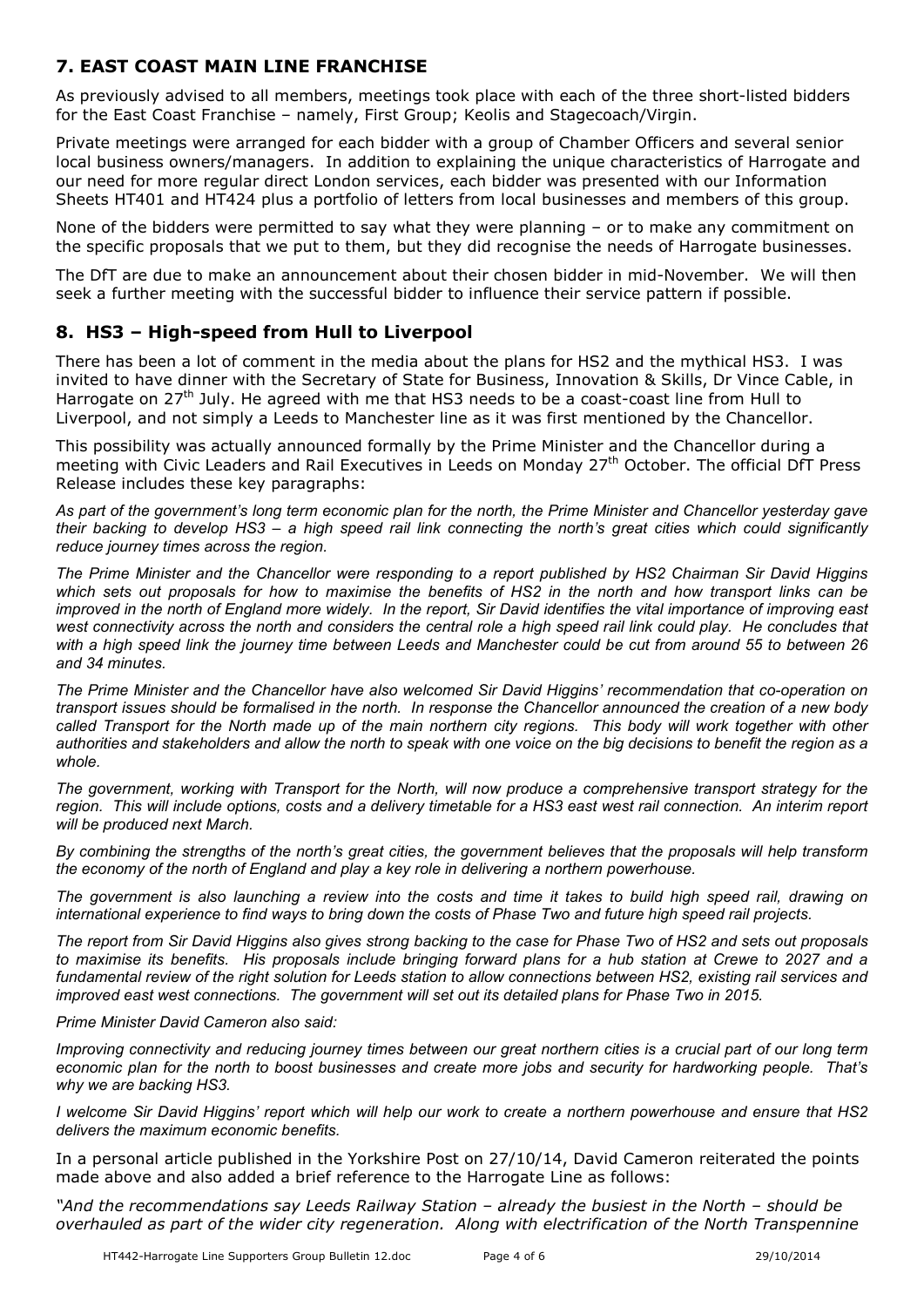## 7. EAST COAST MAIN LINE FRANCHISE

As previously advised to all members, meetings took place with each of the three short-listed bidders for the East Coast Franchise – namely, First Group; Keolis and Stagecoach/Virgin.

Private meetings were arranged for each bidder with a group of Chamber Officers and several senior local business owners/managers. In addition to explaining the unique characteristics of Harrogate and our need for more regular direct London services, each bidder was presented with our Information Sheets HT401 and HT424 plus a portfolio of letters from local businesses and members of this group.

None of the bidders were permitted to say what they were planning – or to make any commitment on the specific proposals that we put to them, but they did recognise the needs of Harrogate businesses.

The DfT are due to make an announcement about their chosen bidder in mid-November. We will then seek a further meeting with the successful bidder to influence their service pattern if possible.

## 8. HS3 – High-speed from Hull to Liverpool

There has been a lot of comment in the media about the plans for HS2 and the mythical HS3. I was invited to have dinner with the Secretary of State for Business, Innovation & Skills, Dr Vince Cable, in Harrogate on 27th July. He agreed with me that HS3 needs to be a coast-coast line from Hull to Liverpool, and not simply a Leeds to Manchester line as it was first mentioned by the Chancellor.

This possibility was actually announced formally by the Prime Minister and the Chancellor during a meeting with Civic Leaders and Rail Executives in Leeds on Monday 27th October. The official DfT Press Release includes these key paragraphs:

*As part of the government's long term economic plan for the north, the Prime Minister and Chancellor yesterday gave their backing to develop HS3 – a high speed rail link connecting the north's great cities which could significantly reduce journey times across the region.*

*The Prime Minister and the Chancellor were responding to a report published by HS2 Chairman Sir David Higgins which sets out proposals for how to maximise the benefits of HS2 in the north and how transport links can be improved in the north of England more widely. In the report, Sir David identifies the vital importance of improving east west connectivity across the north and considers the central role a high speed rail link could play. He concludes that with a high speed link the journey time between Leeds and Manchester could be cut from around 55 to between 26 and 34 minutes.*

*The Prime Minister and the Chancellor have also welcomed Sir David Higgins' recommendation that co-operation on transport issues should be formalised in the north. In response the Chancellor announced the creation of a new body called Transport for the North made up of the main northern city regions. This body will work together with other authorities and stakeholders and allow the north to speak with one voice on the big decisions to benefit the region as a whole.*

*The government, working with Transport for the North, will now produce a comprehensive transport strategy for the region. This will include options, costs and a delivery timetable for a HS3 east west rail connection. An interim report will be produced next March.*

*By combining the strengths of the north's great cities, the government believes that the proposals will help transform the economy of the north of England and play a key role in delivering a northern powerhouse.*

*The government is also launching a review into the costs and time it takes to build high speed rail, drawing on international experience to find ways to bring down the costs of Phase Two and future high speed rail projects.*

*The report from Sir David Higgins also gives strong backing to the case for Phase Two of HS2 and sets out proposals to maximise its benefits. His proposals include bringing forward plans for a hub station at Crewe to 2027 and a fundamental review of the right solution for Leeds station to allow connections between HS2, existing rail services and improved east west connections. The government will set out its detailed plans for Phase Two in 2015.*

*Prime Minister David Cameron also said:*

*Improving connectivity and reducing journey times between our great northern cities is a crucial part of our long term economic plan for the north to boost businesses and create more jobs and security for hardworking people. That's why we are backing HS3.*

*I welcome Sir David Higgins' report which will help our work to create a northern powerhouse and ensure that HS2 delivers the maximum economic benefits.*

In a personal article published in the Yorkshire Post on 27/10/14, David Cameron reiterated the points made above and also added a brief reference to the Harrogate Line as follows:

*"And the recommendations say Leeds Railway Station – already the busiest in the North – should be overhauled as part of the wider city regeneration. Along with electrification of the North Transpennine*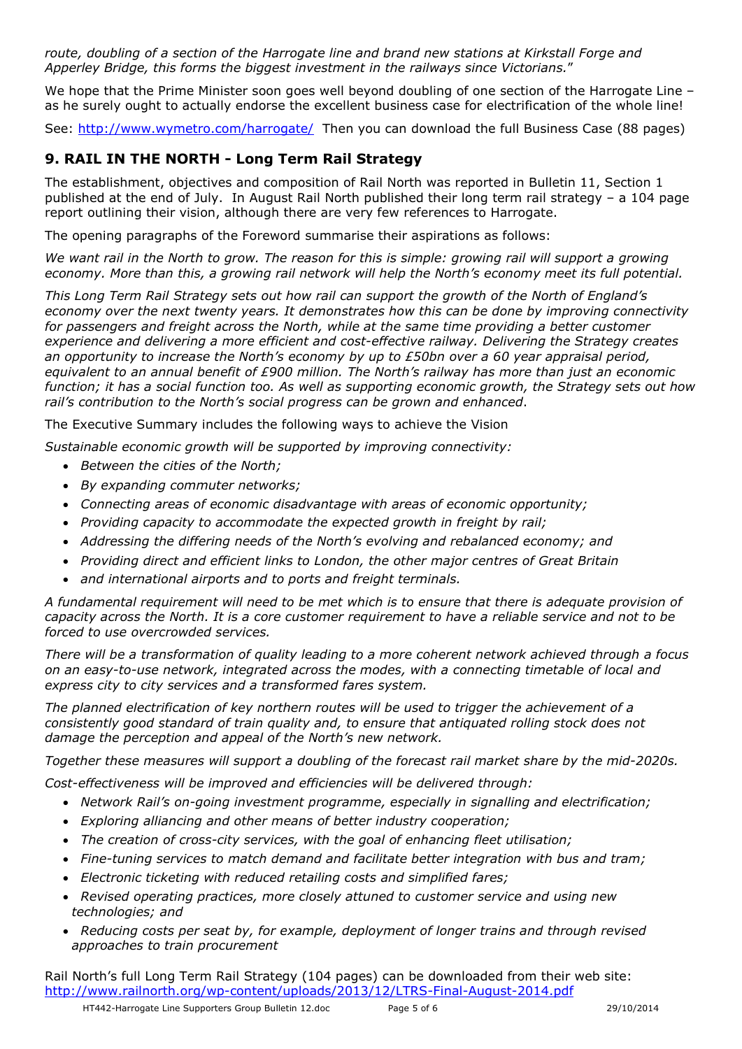*route, doubling of a section of the Harrogate line and brand new stations at Kirkstall Forge and Apperley Bridge, this forms the biggest investment in the railways since Victorians.*"

We hope that the Prime Minister soon goes well beyond doubling of one section of the Harrogate Line – as he surely ought to actually endorse the excellent business case for electrification of the whole line!

See: http://www.wymetro.com/harrogate/ Then you can download the full Business Case (88 pages)

## 9. RAIL IN THE NORTH - Long Term Rail Strategy

The establishment, objectives and composition of Rail North was reported in Bulletin 11, Section 1 published at the end of July. In August Rail North published their long term rail strategy – a 104 page report outlining their vision, although there are very few references to Harrogate.

The opening paragraphs of the Foreword summarise their aspirations as follows:

*We want rail in the North to grow. The reason for this is simple: growing rail will support a growing economy. More than this, a growing rail network will help the North's economy meet its full potential.*

*This Long Term Rail Strategy sets out how rail can support the growth of the North of England's economy over the next twenty years. It demonstrates how this can be done by improving connectivity for passengers and freight across the North, while at the same time providing a better customer experience and delivering a more efficient and cost-effective railway. Delivering the Strategy creates an opportunity to increase the North's economy by up to £50bn over a 60 year appraisal period, equivalent to an annual benefit of £900 million. The North's railway has more than just an economic function; it has a social function too. As well as supporting economic growth, the Strategy sets out how rail's contribution to the North's social progress can be grown and enhanced*.

The Executive Summary includes the following ways to achieve the Vision

*Sustainable economic growth will be supported by improving connectivity:*

- *Between the cities of the North;*
- *By expanding commuter networks;*
- *Connecting areas of economic disadvantage with areas of economic opportunity;*
- *Providing capacity to accommodate the expected growth in freight by rail;*
- *Addressing the differing needs of the North's evolving and rebalanced economy; and*
- *Providing direct and efficient links to London, the other major centres of Great Britain*
- *and international airports and to ports and freight terminals.*

*A fundamental requirement will need to be met which is to ensure that there is adequate provision of capacity across the North. It is a core customer requirement to have a reliable service and not to be forced to use overcrowded services.*

*There will be a transformation of quality leading to a more coherent network achieved through a focus on an easy-to-use network, integrated across the modes, with a connecting timetable of local and express city to city services and a transformed fares system.*

*The planned electrification of key northern routes will be used to trigger the achievement of a consistently good standard of train quality and, to ensure that antiquated rolling stock does not damage the perception and appeal of the North's new network.*

*Together these measures will support a doubling of the forecast rail market share by the mid-2020s.*

*Cost-effectiveness will be improved and efficiencies will be delivered through:*

- *Network Rail's on-going investment programme, especially in signalling and electrification;*
- *Exploring alliancing and other means of better industry cooperation;*
- *The creation of cross-city services, with the goal of enhancing fleet utilisation;*
- *Fine-tuning services to match demand and facilitate better integration with bus and tram;*
- *Electronic ticketing with reduced retailing costs and simplified fares;*
- *Revised operating practices, more closely attuned to customer service and using new technologies; and*
- *Reducing costs per seat by, for example, deployment of longer trains and through revised approaches to train procurement*

Rail North's full Long Term Rail Strategy (104 pages) can be downloaded from their web site: http://www.railnorth.org/wp-content/uploads/2013/12/LTRS-Final-August-2014.pdf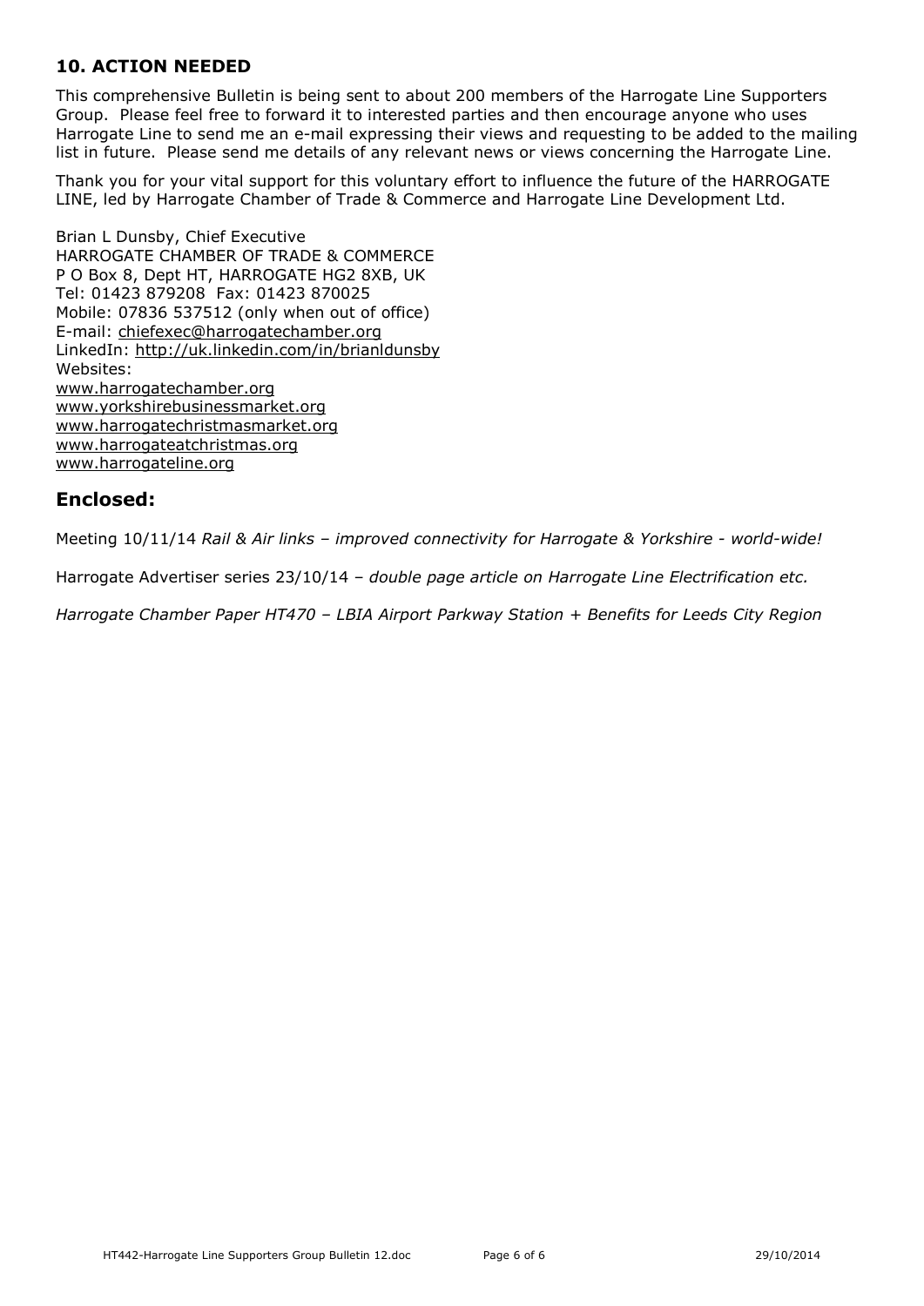## 10. ACTION NEEDED

This comprehensive Bulletin is being sent to about 200 members of the Harrogate Line Supporters Group. Please feel free to forward it to interested parties and then encourage anyone who uses Harrogate Line to send me an e-mail expressing their views and requesting to be added to the mailing list in future. Please send me details of any relevant news or views concerning the Harrogate Line.

Thank you for your vital support for this voluntary effort to influence the future of the HARROGATE LINE, led by Harrogate Chamber of Trade & Commerce and Harrogate Line Development Ltd.

Brian L Dunsby, Chief Executive
HARROGATE CHAMBER OF TRADE & COMMERCE
P O Box 8, Dept HT, HARROGATE HG2 8XB, UK
Tel: 01423 879208 Fax: 01423 870025
Mobile: 07836 537512 (only when out of office)
E-mail: chiefexec@harrogatechamber.org
LinkedIn: http://uk.linkedin.com/in/brianldunsby
Websites:
www.harrogatechamber.org
www.yorkshirebusinessmarket.org
www.harrogatechristmasmarket.org
www.harrogateatchristmas.org
www.harrogateline.org

## Enclosed:

Meeting 10/11/14 *Rail & Air links – improved connectivity for Harrogate & Yorkshire - world-wide!*

Harrogate Advertiser series 23/10/14 – *double page article on Harrogate Line Electrification etc.*

*Harrogate Chamber Paper HT470 – LBIA Airport Parkway Station + Benefits for Leeds City Region*